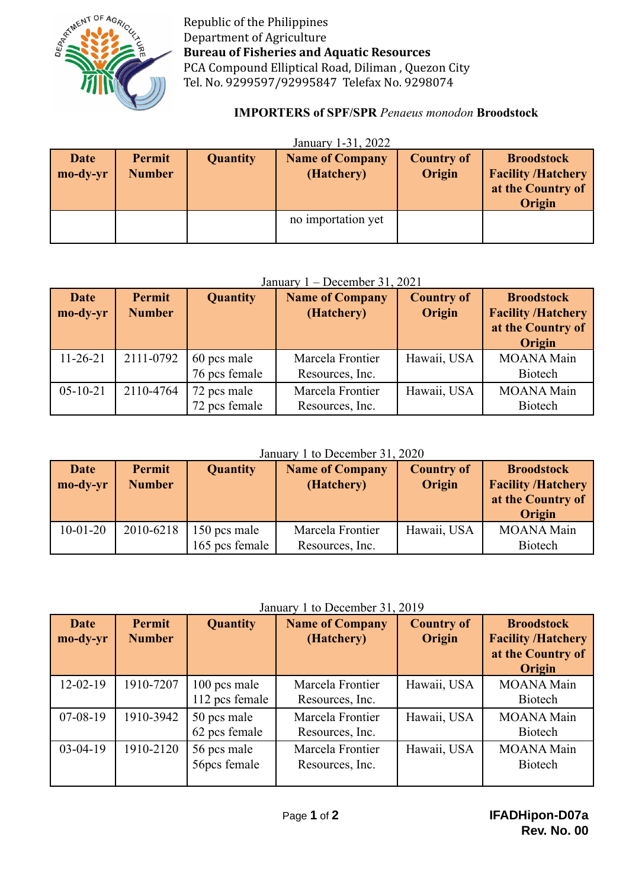Republic of the Philippines
Department of Agriculture
**Bureau of Fisheries and Aquatic Resources**
PCA Compound Elliptical Road, Diliman , Quezon City
Tel. No. 9299597/92995847 Telefax No. 9298074

## IMPORTERS of SPF/SPR *Penaeus monodon* Broodstock

January 1-31, 2022

| Date mo-dy-yr | Permit Number | Quantity | Name of Company (Hatchery) | Country of Origin | Broodstock Facility /Hatchery at the Country of Origin |
|---|---|---|---|---|---|
| | | | no importation yet | | |

January 1 – December 31, 2021

| Date mo-dy-yr | Permit Number | Quantity | Name of Company (Hatchery) | Country of Origin | Broodstock Facility /Hatchery at the Country of Origin |
|---|---|---|---|---|---|
| 11-26-21 | 2111-0792 | 60 pcs male<br>76 pcs female | Marcela Frontier Resources, Inc. | Hawaii, USA | MOANA Main Biotech |
| 05-10-21 | 2110-4764 | 72 pcs male<br>72 pcs female | Marcela Frontier Resources, Inc. | Hawaii, USA | MOANA Main Biotech |

January 1 to December 31, 2020

| Date mo-dy-yr | Permit Number | Quantity | Name of Company (Hatchery) | Country of Origin | Broodstock Facility /Hatchery at the Country of Origin |
|---|---|---|---|---|---|
| 10-01-20 | 2010-6218 | 150 pcs male<br>165 pcs female | Marcela Frontier Resources, Inc. | Hawaii, USA | MOANA Main Biotech |

January 1 to December 31, 2019

| Date mo-dy-yr | Permit Number | Quantity | Name of Company (Hatchery) | Country of Origin | Broodstock Facility /Hatchery at the Country of Origin |
|---|---|---|---|---|---|
| 12-02-19 | 1910-7207 | 100 pcs male<br>112 pcs female | Marcela Frontier Resources, Inc. | Hawaii, USA | MOANA Main Biotech |
| 07-08-19 | 1910-3942 | 50 pcs male<br>62 pcs female | Marcela Frontier Resources, Inc. | Hawaii, USA | MOANA Main Biotech |
| 03-04-19 | 1910-2120 | 56 pcs male<br>56pcs female | Marcela Frontier Resources, Inc. | Hawaii, USA | MOANA Main Biotech |

**IFADHipon-D07a**
**Rev. No. 00**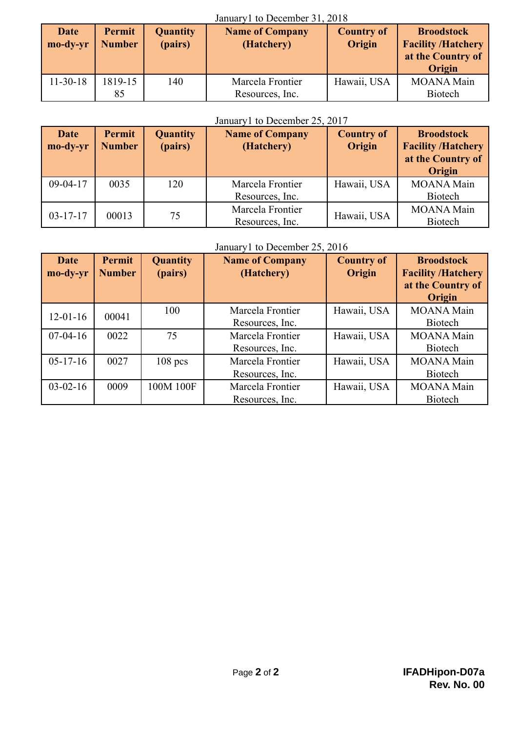January1 to December 31, 2018

| Date mo-dy-yr | Permit Number | Quantity (pairs) | Name of Company (Hatchery) | Country of Origin | Broodstock Facility /Hatchery at the Country of Origin |
|---|---|---|---|---|---|
| 11-30-18 | 1819-1585 | 140 | Marcela Frontier Resources, Inc. | Hawaii, USA | MOANA Main Biotech |

January1 to December 25, 2017

| Date mo-dy-yr | Permit Number | Quantity (pairs) | Name of Company (Hatchery) | Country of Origin | Broodstock Facility /Hatchery at the Country of Origin |
|---|---|---|---|---|---|
| 09-04-17 | 0035 | 120 | Marcela Frontier Resources, Inc. | Hawaii, USA | MOANA Main Biotech |
| 03-17-17 | 00013 | 75 | Marcela Frontier Resources, Inc. | Hawaii, USA | MOANA Main Biotech |

January1 to December 25, 2016

| Date mo-dy-yr | Permit Number | Quantity (pairs) | Name of Company (Hatchery) | Country of Origin | Broodstock Facility /Hatchery at the Country of Origin |
|---|---|---|---|---|---|
| 12-01-16 | 00041 | 100 | Marcela Frontier Resources, Inc. | Hawaii, USA | MOANA Main Biotech |
| 07-04-16 | 0022 | 75 | Marcela Frontier Resources, Inc. | Hawaii, USA | MOANA Main Biotech |
| 05-17-16 | 0027 | 108 pcs | Marcela Frontier Resources, Inc. | Hawaii, USA | MOANA Main Biotech |
| 03-02-16 | 0009 | 100M 100F | Marcela Frontier Resources, Inc. | Hawaii, USA | MOANA Main Biotech |

**IFADHipon-D07a**
**Rev. No. 00**